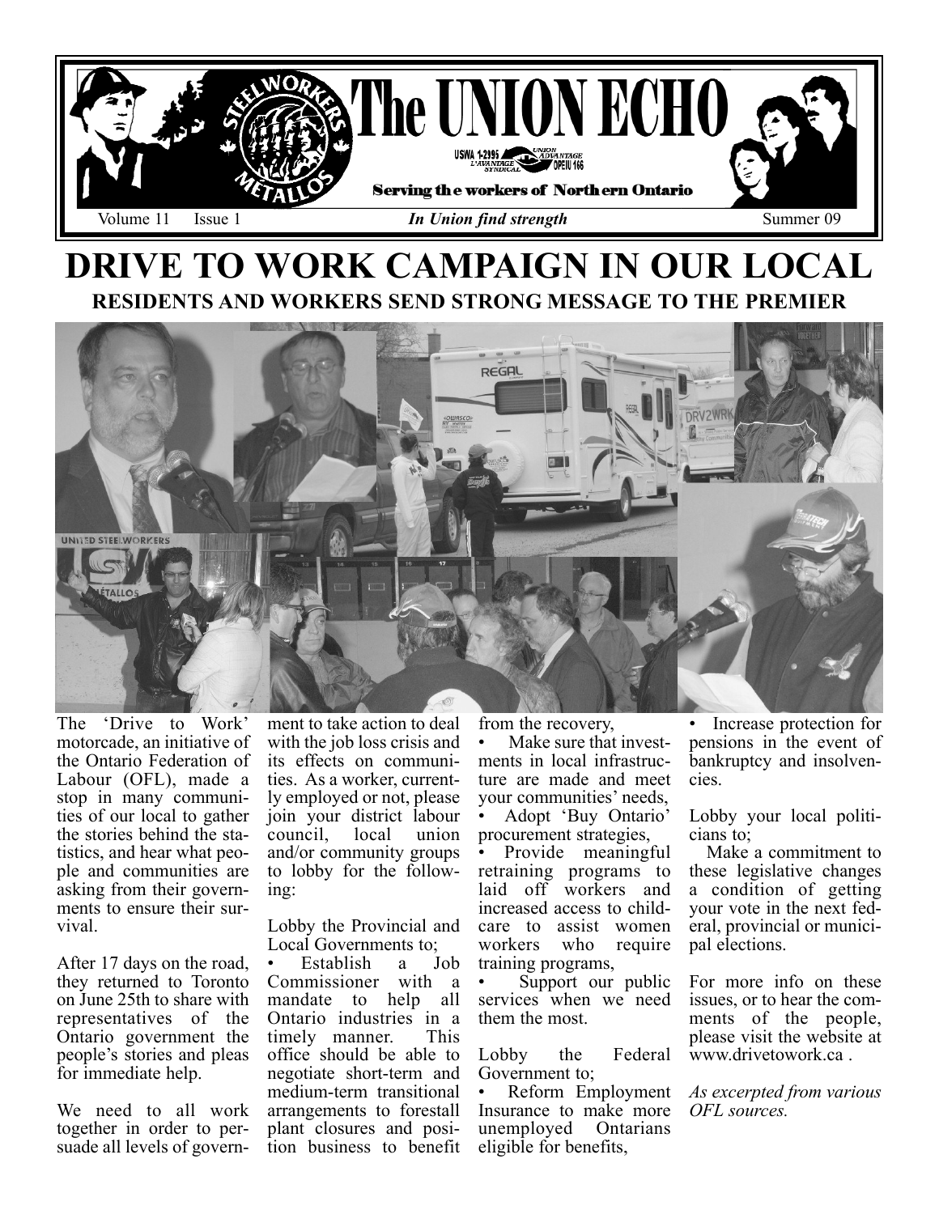# The UNION ECHO

USWA 1-2995 · UNION ADVANTAGE · L'AVANTAGE SYNDICAL · OPEIU 166

**Serving the workers of Northern Ontario**

Volume 11 Issue 1 *In Union find strength* Summer 09

# DRIVE TO WORK CAMPAIGN IN OUR LOCAL

## RESIDENTS AND WORKERS SEND STRONG MESSAGE TO THE PREMIER

The 'Drive to Work' motorcade, an initiative of the Ontario Federation of Labour (OFL), made a stop in many communities of our local to gather the stories behind the statistics, and hear what people and communities are asking from their governments to ensure their survival.

After 17 days on the road, they returned to Toronto on June 25th to share with representatives of the Ontario government the people's stories and pleas for immediate help.

We need to all work together in order to persuade all levels of government to take action to deal with the job loss crisis and its effects on communities. As a worker, currently employed or not, please join your district labour council, local union and/or community groups to lobby for the following:

Lobby the Provincial and Local Governments to;

- Establish a Job Commissioner with a mandate to help all Ontario industries in a timely manner. This office should be able to negotiate short-term and medium-term transitional arrangements to forestall plant closures and position business to benefit from the recovery,
- Make sure that investments in local infrastructure are made and meet your communities' needs,
- Adopt 'Buy Ontario' procurement strategies,
- Provide meaningful retraining programs to laid off workers and increased access to childcare to assist women workers who require training programs,
- Support our public services when we need them the most.

Lobby the Federal Government to;

- Reform Employment Insurance to make more unemployed Ontarians eligible for benefits,
- Increase protection for pensions in the event of bankruptcy and insolvencies.

Lobby your local politicians to;

Make a commitment to these legislative changes a condition of getting your vote in the next federal, provincial or municipal elections.

For more info on these issues, or to hear the comments of the people, please visit the website at www.drivetowork.ca .

*As excerpted from various OFL sources.*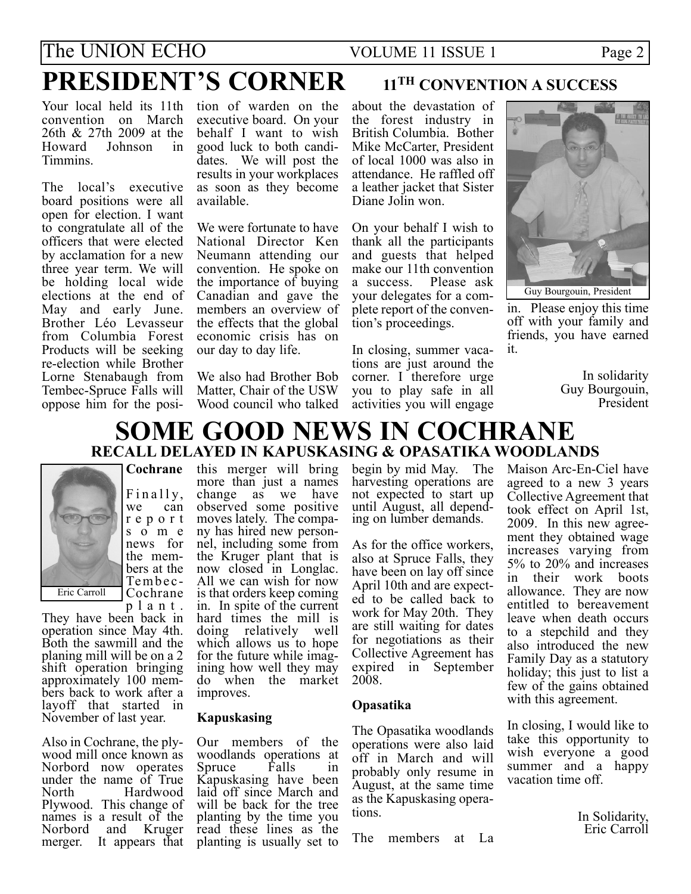# PRESIDENT'S CORNER

## 11TH CONVENTION A SUCCESS

Your local held its 11th convention on March 26th & 27th 2009 at the Howard Johnson in Timmins.

The local's executive board positions were all open for election. I want to congratulate all of the officers that were elected by acclamation for a new three year term. We will be holding local wide elections at the end of May and early June. Brother Léo Levasseur from Columbia Forest Products will be seeking re-election while Brother Lorne Stenabaugh from Tembec-Spruce Falls will oppose him for the position of warden on the executive board. On your behalf I want to wish good luck to both candidates. We will post the results in your workplaces as soon as they become available.

We were fortunate to have National Director Ken Neumann attending our convention. He spoke on the importance of buying Canadian and gave the members an overview of the effects that the global economic crisis has on our day to day life.

We also had Brother Bob Matter, Chair of the USW Wood council who talked about the devastation of the forest industry in British Columbia. Bother Mike McCarter, President of local 1000 was also in attendance. He raffled off a leather jacket that Sister Diane Jolin won.

On your behalf I wish to thank all the participants and guests that helped make our 11th convention a success. Please ask your delegates for a complete report of the convention's proceedings.

In closing, summer vacations are just around the corner. I therefore urge you to play safe in all activities you will engage in. Please enjoy this time off with your family and friends, you have earned it.

Guy Bourgouin, President

In solidarity
Guy Bourgouin,
President

# SOME GOOD NEWS IN COCHRANE

## RECALL DELAYED IN KAPUSKASING & OPASATIKA WOODLANDS

Eric Carroll

**Cochrane**

Finally, we can report some news for the members at the Tembec-Cochrane plant. They have been back in operation since May 4th. Both the sawmill and the planing mill will be on a 2 shift operation bringing approximately 100 members back to work after a layoff that started in November of last year.

Also in Cochrane, the plywood mill once known as Norbord now operates under the name of True North Hardwood Plywood. This change of names is a result of the Norbord and Kruger merger. It appears that this merger will bring more than just a names change as we have observed some positive moves lately. The company has hired new personnel, including some from the Kruger plant that is now closed in Longlac. All we can wish for now is that orders keep coming in. In spite of the current hard times the mill is doing relatively well which allows us to hope for the future while imagining how well they may do when the market improves.

**Kapuskasing**

Our members of the woodlands operations at Spruce Falls in Kapuskasing have been laid off since March and will be back for the tree planting by the time you read these lines as the planting is usually set to begin by mid May. The harvesting operations are not expected to start up until August, all depending on lumber demands.

As for the office workers, also at Spruce Falls, they have been on lay off since April 10th and are expected to be called back to work for May 20th. They are still waiting for dates for negotiations as their Collective Agreement has expired in September 2008.

**Opasatika**

The Opasatika woodlands operations were also laid off in March and will probably only resume in August, at the same time as the Kapuskasing operations.

The members at La Maison Arc-En-Ciel have agreed to a new 3 years Collective Agreement that took effect on April 1st, 2009. In this new agreement they obtained wage increases varying from 5% to 20% and increases in their work boots allowance. They are now entitled to bereavement leave when death occurs to a stepchild and they also introduced the new Family Day as a statutory holiday; this just to list a few of the gains obtained with this agreement.

In closing, I would like to take this opportunity to wish everyone a good summer and a happy vacation time off.

In Solidarity,
Eric Carroll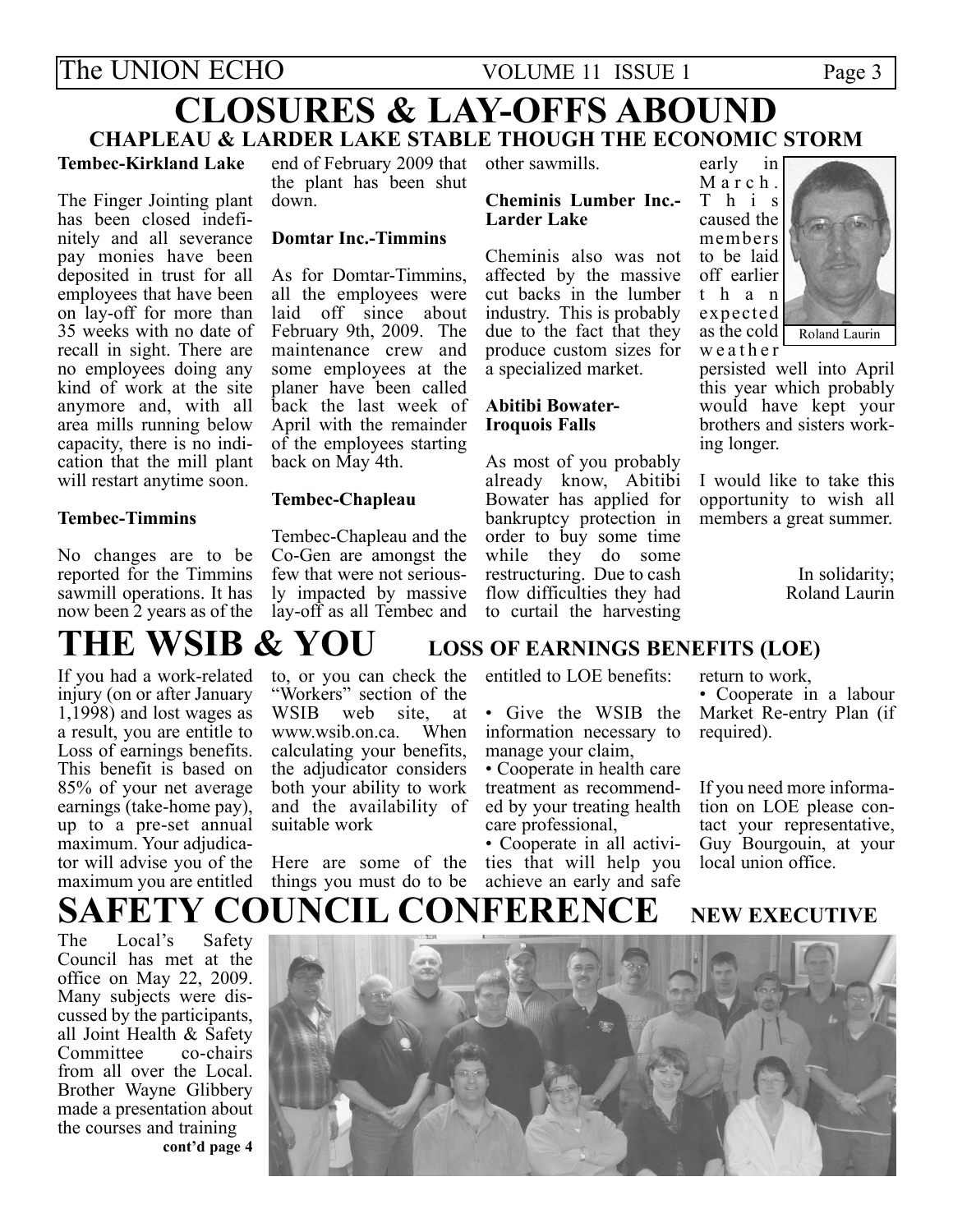# CLOSURES & LAY-OFFS ABOUND

## CHAPLEAU & LARDER LAKE STABLE THOUGH THE ECONOMIC STORM

**Tembec-Kirkland Lake**

The Finger Jointing plant has been closed indefinitely and all severance pay monies have been deposited in trust for all employees that have been on lay-off for more than 35 weeks with no date of recall in sight. There are no employees doing any kind of work at the site anymore and, with all area mills running below capacity, there is no indication that the mill plant will restart anytime soon.

**Tembec-Timmins**

No changes are to be reported for the Timmins sawmill operations. It has now been 2 years as of the end of February 2009 that the plant has been shut down.

**Domtar Inc.-Timmins**

As for Domtar-Timmins, all the employees were laid off since about February 9th, 2009. The maintenance crew and some employees at the planer have been called back the last week of April with the remainder of the employees starting back on May 4th.

**Tembec-Chapleau**

Tembec-Chapleau and the Co-Gen are amongst the few that were not seriously impacted by massive lay-off as all Tembec and other sawmills.

**Cheminis Lumber Inc.-Larder Lake**

Cheminis also was not affected by the massive cut backs in the lumber industry. This is probably due to the fact that they produce custom sizes for a specialized market.

**Abitibi Bowater-Iroquois Falls**

As most of you probably already know, Abitibi Bowater has applied for bankruptcy protection in order to buy some time while they do some restructuring. Due to cash flow difficulties they had to curtail the harvesting early in March. This caused the members to be laid off earlier than expected as the cold weather persisted well into April this year which probably would have kept your brothers and sisters working longer.

Roland Laurin

I would like to take this opportunity to wish all members a great summer.

In solidarity;
Roland Laurin

# THE WSIB & YOU

## LOSS OF EARNINGS BENEFITS (LOE)

If you had a work-related injury (on or after January 1,1998) and lost wages as a result, you are entitle to Loss of earnings benefits. This benefit is based on 85% of your net average earnings (take-home pay), up to a pre-set annual maximum. Your adjudicator will advise you of the maximum you are entitled to, or you can check the "Workers" section of the WSIB web site, at www.wsib.on.ca. When calculating your benefits, the adjudicator considers both your ability to work and the availability of suitable work

Here are some of the things you must do to be entitled to LOE benefits:

- Give the WSIB the information necessary to manage your claim,
- Cooperate in health care treatment as recommended by your treating health care professional,
- Cooperate in all activities that will help you achieve an early and safe return to work,
- Cooperate in a labour Market Re-entry Plan (if required).

If you need more information on LOE please contact your representative, Guy Bourgouin, at your local union office.

# SAFETY COUNCIL CONFERENCE

## NEW EXECUTIVE

The Local's Safety Council has met at the office on May 22, 2009. Many subjects were discussed by the participants, all Joint Health & Safety Committee co-chairs from all over the Local. Brother Wayne Glibbery made a presentation about the courses and training

**cont'd page 4**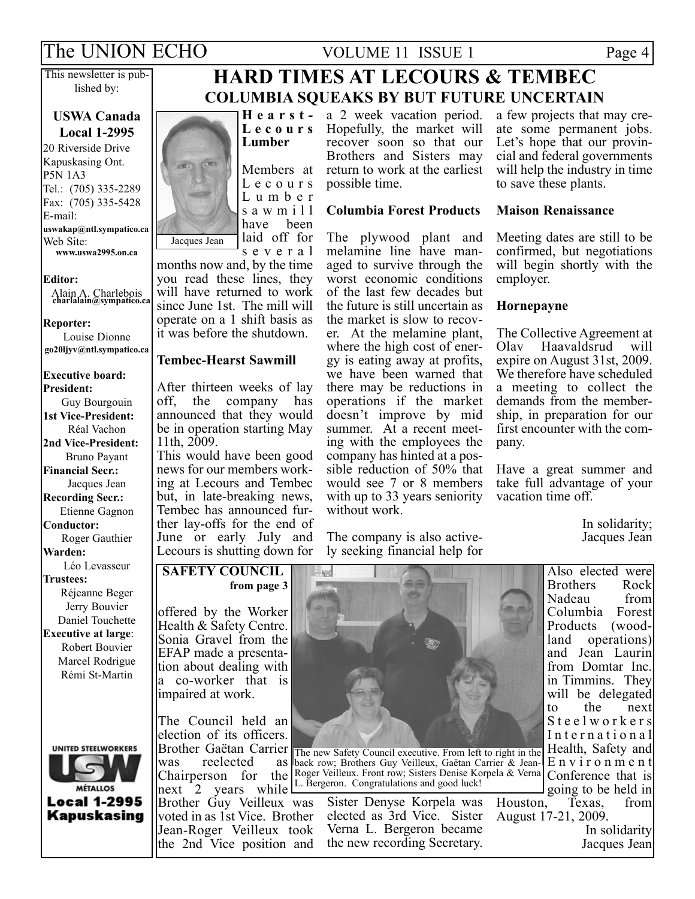This newsletter is published by:

**USWA Canada Local 1-2995**
20 Riverside Drive
Kapuskasing Ont.
P5N 1A3
Tel.: (705) 335-2289
Fax: (705) 335-5428
E-mail:
uswakap@ntl.sympatico.ca
Web Site:
www.uswa2995.on.ca

**Editor:**
Alain A. Charlebois
charlalain@sympatico.ca

**Reporter:**
Louise Dionne
go20ljyv@ntl.sympatico.ca

**Executive board:**
**President:**
Guy Bourgouin
**1st Vice-President:**
Réal Vachon
**2nd Vice-President:**
Bruno Payant
**Financial Secr.:**
Jacques Jean
**Recording Secr.:**
Etienne Gagnon
**Conductor:**
Roger Gauthier
**Warden:**
Léo Levasseur
**Trustees:**
Réjeanne Beger
Jerry Bouvier
Daniel Touchette
**Executive at large**:
Robert Bouvier
Marcel Rodrigue
Rémi St-Martin

UNITED STEELWORKERS
MÉTALLOS
**Local 1-2995 Kapuskasing**

# HARD TIMES AT LECOURS & TEMBEC

## COLUMBIA SQUEAKS BY BUT FUTURE UNCERTAIN

Jacques Jean

### Hearst-Lecours Lumber

Members at Lecours Lumber sawmill have been laid off for several months now and, by the time you read these lines, they will have returned to work since June 1st. The mill will operate on a 1 shift basis as it was before the shutdown.

### Tembec-Hearst Sawmill

After thirteen weeks of lay off, the company has announced that they would be in operation starting May 11th, 2009.

This would have been good news for our members working at Lecours and Tembec but, in late-breaking news, Tembec has announced further lay-offs for the end of June or early July and Lecours is shutting down for a 2 week vacation period. Hopefully, the market will recover soon so that our Brothers and Sisters may return to work at the earliest possible time.

### Columbia Forest Products

The plywood plant and melamine line have managed to survive through the worst economic conditions of the last few decades but the future is still uncertain as the market is slow to recover. At the melamine plant, where the high cost of energy is eating away at profits, we have been warned that there may be reductions in operations if the market doesn't improve by mid summer. At a recent meeting with the employees the company has hinted at a possible reduction of 50% that would see 7 or 8 members with up to 33 years seniority without work.

The company is also actively seeking financial help for a few projects that may create some permanent jobs. Let's hope that our provincial and federal governments will help the industry in time to save these plants.

### Maison Renaissance

Meeting dates are still to be confirmed, but negotiations will begin shortly with the employer.

### Hornepayne

The Collective Agreement at Olav Haavaldsrud will expire on August 31st, 2009. We therefore have scheduled a meeting to collect the demands from the membership, in preparation for our first encounter with the company.

Have a great summer and take full advantage of your vacation time off.

In solidarity;
Jacques Jean

## SAFETY COUNCIL

**from page 3**

offered by the Worker Health & Safety Centre. Sonia Gravel from the EFAP made a presentation about dealing with a co-worker that is impaired at work.

The Council held an election of its officers. Brother Gaëtan Carrier was reelected as Chairperson for the next 2 years while Brother Guy Veilleux was voted in as 1st Vice. Brother Jean-Roger Veilleux took the 2nd Vice position and Sister Denyse Korpela was elected as 3rd Vice. Sister Verna L. Bergeron became the new recording Secretary.

The new Safety Council executive. From left to right in the back row; Brothers Guy Veilleux, Gaëtan Carrier & Jean-Roger Veilleux. Front row; Sisters Denise Korpela & Verna L. Bergeron. Congratulations and good luck!

Also elected were Brothers Rock Nadeau from Columbia Forest Products (woodland operations) and Jean Laurin from Domtar Inc. in Timmins. They will be delegated to the next Steelworkers International Health, Safety and Environment Conference that is going to be held in Houston, Texas, from August 17-21, 2009.

In solidarity
Jacques Jean